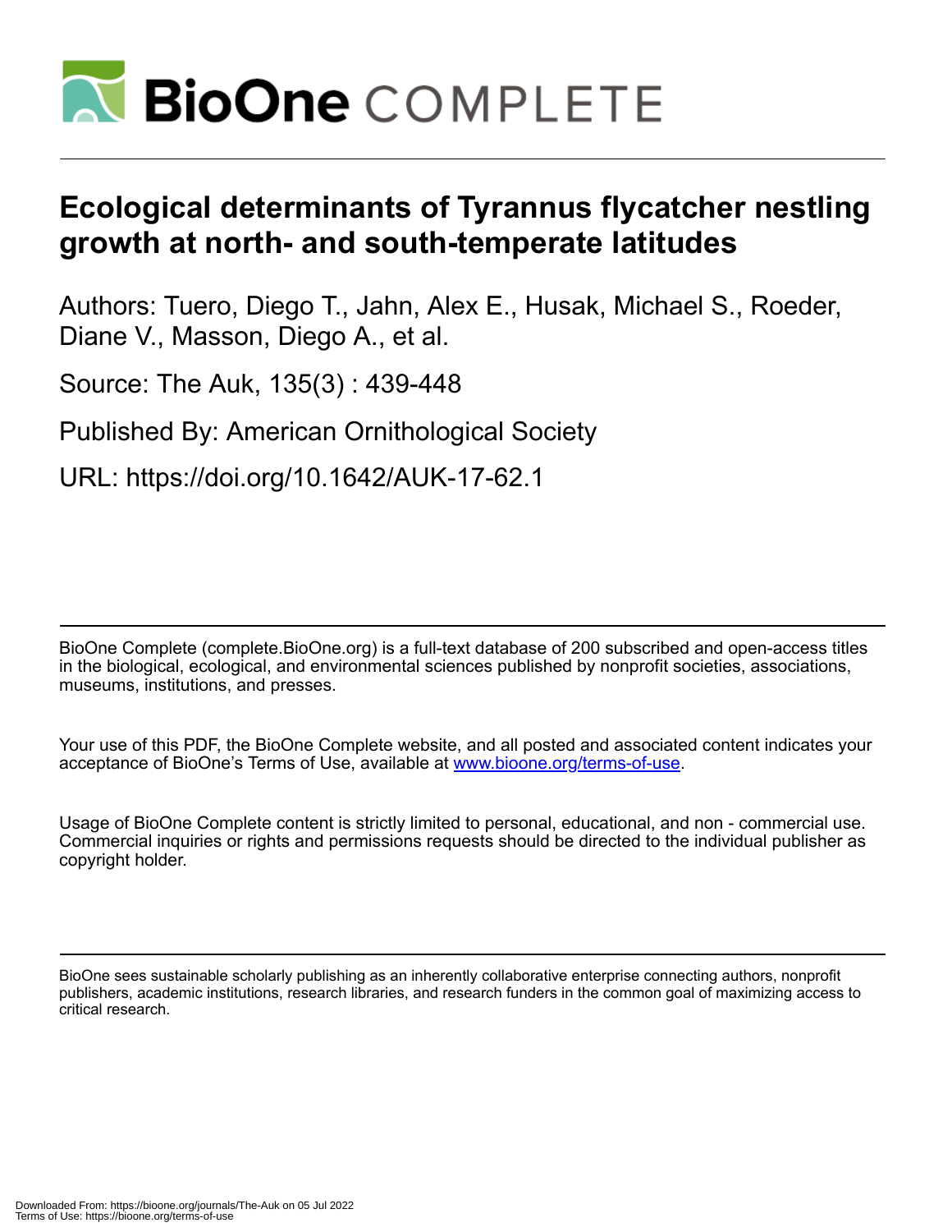# Ecological determinants of Tyrannus flycatcher nestling growth at north- and south-temperate latitudes

Authors: Tuero, Diego T., Jahn, Alex E., Husak, Michael S., Roeder, Diane V., Masson, Diego A., et al.

Source: The Auk, 135(3) : 439-448

Published By: American Ornithological Society

URL: https://doi.org/10.1642/AUK-17-62.1

BioOne Complete (complete.BioOne.org) is a full-text database of 200 subscribed and open-access titles in the biological, ecological, and environmental sciences published by nonprofit societies, associations, museums, institutions, and presses.

Your use of this PDF, the BioOne Complete website, and all posted and associated content indicates your acceptance of BioOne's Terms of Use, available at www.bioone.org/terms-of-use.

Usage of BioOne Complete content is strictly limited to personal, educational, and non - commercial use. Commercial inquiries or rights and permissions requests should be directed to the individual publisher as copyright holder.

BioOne sees sustainable scholarly publishing as an inherently collaborative enterprise connecting authors, nonprofit publishers, academic institutions, research libraries, and research funders in the common goal of maximizing access to critical research.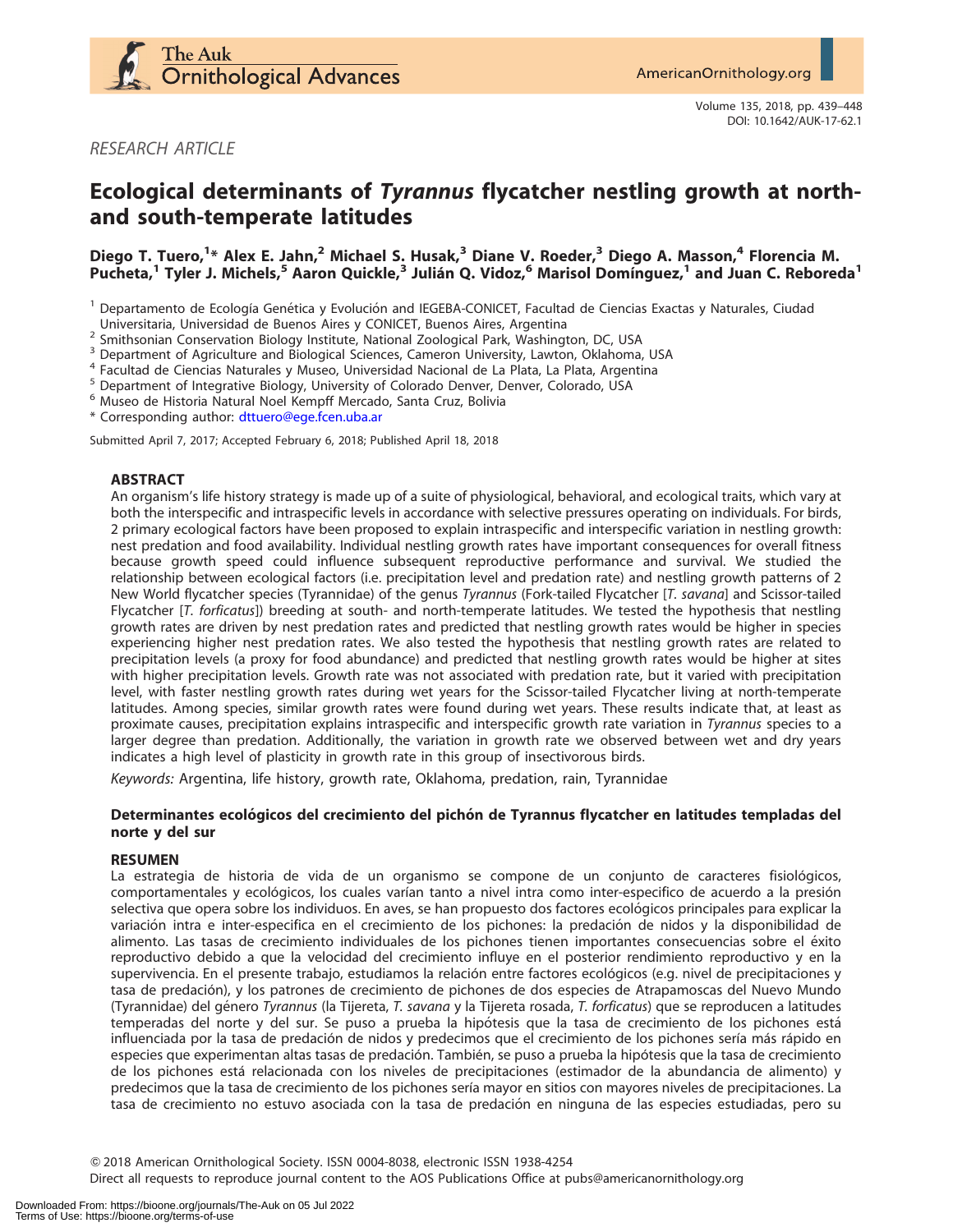*RESEARCH ARTICLE*

# Ecological determinants of *Tyrannus* flycatcher nestling growth at north- and south-temperate latitudes

**Diego T. Tuero,[1]* Alex E. Jahn,[2] Michael S. Husak,[3] Diane V. Roeder,[3] Diego A. Masson,[4] Florencia M. Pucheta,[1] Tyler J. Michels,[5] Aaron Quickle,[3] Julián Q. Vidoz,[6] Marisol Domínguez,[1] and Juan C. Reboreda[1]**

[1] Departamento de Ecología Genética y Evolución and IEGEBA-CONICET, Facultad de Ciencias Exactas y Naturales, Ciudad Universitaria, Universidad de Buenos Aires y CONICET, Buenos Aires, Argentina
[2] Smithsonian Conservation Biology Institute, National Zoological Park, Washington, DC, USA
[3] Department of Agriculture and Biological Sciences, Cameron University, Lawton, Oklahoma, USA
[4] Facultad de Ciencias Naturales y Museo, Universidad Nacional de La Plata, La Plata, Argentina
[5] Department of Integrative Biology, University of Colorado Denver, Denver, Colorado, USA
[6] Museo de Historia Natural Noel Kempff Mercado, Santa Cruz, Bolivia
* Corresponding author: dttuero@ege.fcen.uba.ar

Submitted April 7, 2017; Accepted February 6, 2018; Published April 18, 2018

## ABSTRACT

An organism's life history strategy is made up of a suite of physiological, behavioral, and ecological traits, which vary at both the interspecific and intraspecific levels in accordance with selective pressures operating on individuals. For birds, 2 primary ecological factors have been proposed to explain intraspecific and interspecific variation in nestling growth: nest predation and food availability. Individual nestling growth rates have important consequences for overall fitness because growth speed could influence subsequent reproductive performance and survival. We studied the relationship between ecological factors (i.e. precipitation level and predation rate) and nestling growth patterns of 2 New World flycatcher species (Tyrannidae) of the genus *Tyrannus* (Fork-tailed Flycatcher [*T. savana*] and Scissor-tailed Flycatcher [*T. forficatus*]) breeding at south- and north-temperate latitudes. We tested the hypothesis that nestling growth rates are driven by nest predation rates and predicted that nestling growth rates would be higher in species experiencing higher nest predation rates. We also tested the hypothesis that nestling growth rates are related to precipitation levels (a proxy for food abundance) and predicted that nestling growth rates would be higher at sites with higher precipitation levels. Growth rate was not associated with predation rate, but it varied with precipitation level, with faster nestling growth rates during wet years for the Scissor-tailed Flycatcher living at north-temperate latitudes. Among species, similar growth rates were found during wet years. These results indicate that, at least as proximate causes, precipitation explains intraspecific and interspecific growth rate variation in *Tyrannus* species to a larger degree than predation. Additionally, the variation in growth rate we observed between wet and dry years indicates a high level of plasticity in growth rate in this group of insectivorous birds.

*Keywords:* Argentina, life history, growth rate, Oklahoma, predation, rain, Tyrannidae

### Determinantes ecológicos del crecimiento del pichón de Tyrannus flycatcher en latitudes templadas del norte y del sur

#### RESUMEN

La estrategia de historia de vida de un organismo se compone de un conjunto de caracteres fisiológicos, comportamentales y ecológicos, los cuales varían tanto a nivel intra como inter-especifico de acuerdo a la presión selectiva que opera sobre los individuos. En aves, se han propuesto dos factores ecológicos principales para explicar la variación intra e inter-especifica en el crecimiento de los pichones: la predación de nidos y la disponibilidad de alimento. Las tasas de crecimiento individuales de los pichones tienen importantes consecuencias sobre el éxito reproductivo debido a que la velocidad del crecimiento influye en el posterior rendimiento reproductivo y en la supervivencia. En el presente trabajo, estudiamos la relación entre factores ecológicos (e.g. nivel de precipitaciones y tasa de predación), y los patrones de crecimiento de pichones de dos especies de Atrapamoscas del Nuevo Mundo (Tyrannidae) del género *Tyrannus* (la Tijereta, *T. savana* y la Tijereta rosada, *T. forficatus*) que se reproducen a latitudes temperadas del norte y del sur. Se puso a prueba la hipótesis que la tasa de crecimiento de los pichones está influenciada por la tasa de predación de nidos y predecimos que el crecimiento de los pichones sería más rápido en especies que experimentan altas tasas de predación. También, se puso a prueba la hipótesis que la tasa de crecimiento de los pichones está relacionada con los niveles de precipitaciones (estimador de la abundancia de alimento) y predecimos que la tasa de crecimiento de los pichones sería mayor en sitios con mayores niveles de precipitaciones. La tasa de crecimiento no estuvo asociada con la tasa de predación en ninguna de las especies estudiadas, pero su

© 2018 American Ornithological Society. ISSN 0004-8038, electronic ISSN 1938-4254
Direct all requests to reproduce journal content to the AOS Publications Office at pubs@americanornithology.org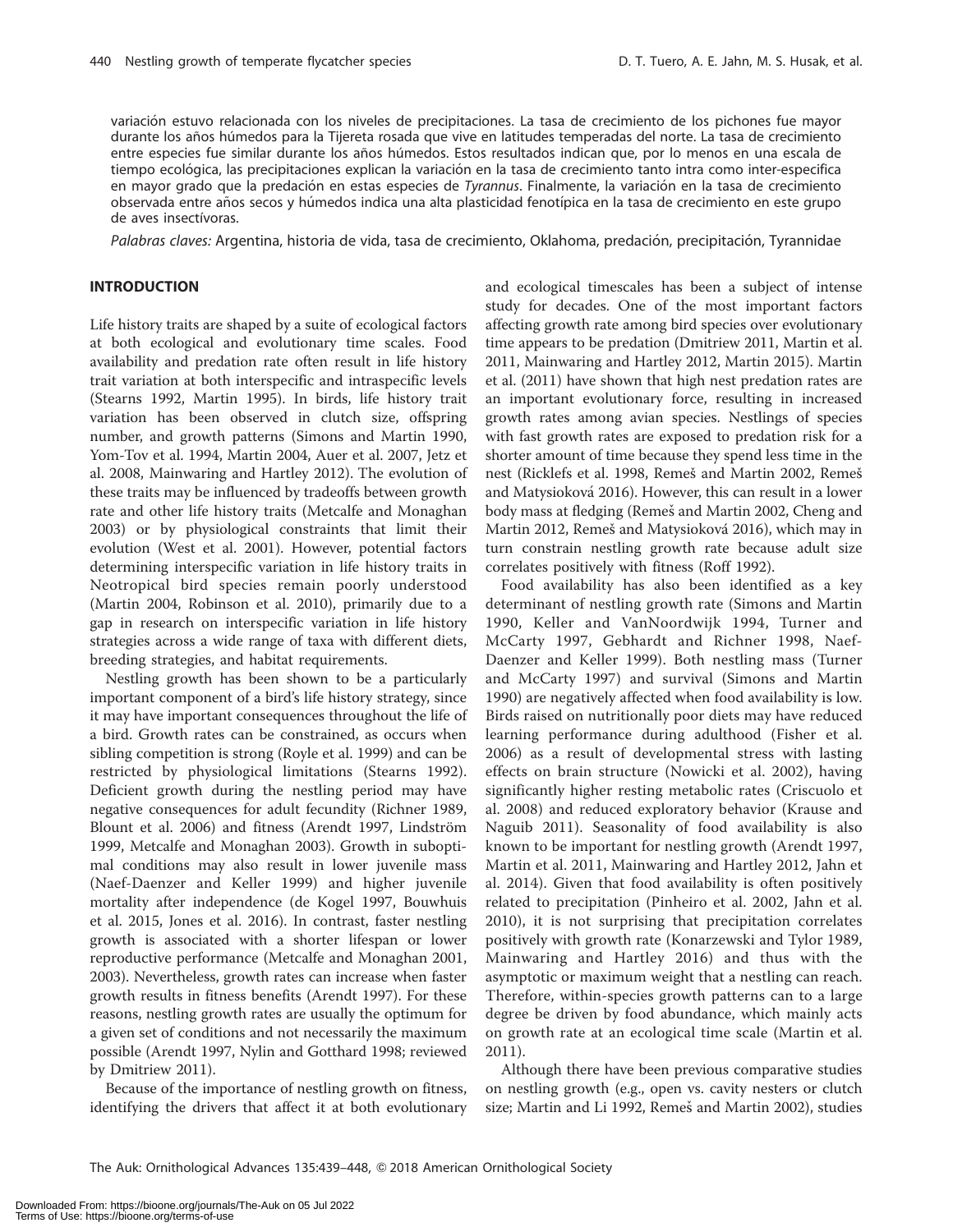variación estuvo relacionada con los niveles de precipitaciones. La tasa de crecimiento de los pichones fue mayor durante los años húmedos para la Tijereta rosada que vive en latitudes temperadas del norte. La tasa de crecimiento entre especies fue similar durante los años húmedos. Estos resultados indican que, por lo menos en una escala de tiempo ecológica, las precipitaciones explican la variación en la tasa de crecimiento tanto intra como inter-especifica en mayor grado que la predación en estas especies de *Tyrannus*. Finalmente, la variación en la tasa de crecimiento observada entre años secos y húmedos indica una alta plasticidad fenotípica en la tasa de crecimiento en este grupo de aves insectívoras.

*Palabras claves:* Argentina, historia de vida, tasa de crecimiento, Oklahoma, predación, precipitación, Tyrannidae

## INTRODUCTION

Life history traits are shaped by a suite of ecological factors at both ecological and evolutionary time scales. Food availability and predation rate often result in life history trait variation at both interspecific and intraspecific levels (Stearns 1992, Martin 1995). In birds, life history trait variation has been observed in clutch size, offspring number, and growth patterns (Simons and Martin 1990, Yom-Tov et al. 1994, Martin 2004, Auer et al. 2007, Jetz et al. 2008, Mainwaring and Hartley 2012). The evolution of these traits may be influenced by tradeoffs between growth rate and other life history traits (Metcalfe and Monaghan 2003) or by physiological constraints that limit their evolution (West et al. 2001). However, potential factors determining interspecific variation in life history traits in Neotropical bird species remain poorly understood (Martin 2004, Robinson et al. 2010), primarily due to a gap in research on interspecific variation in life history strategies across a wide range of taxa with different diets, breeding strategies, and habitat requirements.

Nestling growth has been shown to be a particularly important component of a bird's life history strategy, since it may have important consequences throughout the life of a bird. Growth rates can be constrained, as occurs when sibling competition is strong (Royle et al. 1999) and can be restricted by physiological limitations (Stearns 1992). Deficient growth during the nestling period may have negative consequences for adult fecundity (Richner 1989, Blount et al. 2006) and fitness (Arendt 1997, Lindström 1999, Metcalfe and Monaghan 2003). Growth in suboptimal conditions may also result in lower juvenile mass (Naef-Daenzer and Keller 1999) and higher juvenile mortality after independence (de Kogel 1997, Bouwhuis et al. 2015, Jones et al. 2016). In contrast, faster nestling growth is associated with a shorter lifespan or lower reproductive performance (Metcalfe and Monaghan 2001, 2003). Nevertheless, growth rates can increase when faster growth results in fitness benefits (Arendt 1997). For these reasons, nestling growth rates are usually the optimum for a given set of conditions and not necessarily the maximum possible (Arendt 1997, Nylin and Gotthard 1998; reviewed by Dmitriew 2011).

Because of the importance of nestling growth on fitness, identifying the drivers that affect it at both evolutionary and ecological timescales has been a subject of intense study for decades. One of the most important factors affecting growth rate among bird species over evolutionary time appears to be predation (Dmitriew 2011, Martin et al. 2011, Mainwaring and Hartley 2012, Martin 2015). Martin et al. (2011) have shown that high nest predation rates are an important evolutionary force, resulting in increased growth rates among avian species. Nestlings of species with fast growth rates are exposed to predation risk for a shorter amount of time because they spend less time in the nest (Ricklefs et al. 1998, Remeš and Martin 2002, Remeš and Matysioková 2016). However, this can result in a lower body mass at fledging (Remeš and Martin 2002, Cheng and Martin 2012, Remeš and Matysioková 2016), which may in turn constrain nestling growth rate because adult size correlates positively with fitness (Roff 1992).

Food availability has also been identified as a key determinant of nestling growth rate (Simons and Martin 1990, Keller and VanNoordwijk 1994, Turner and McCarty 1997, Gebhardt and Richner 1998, Naef-Daenzer and Keller 1999). Both nestling mass (Turner and McCarty 1997) and survival (Simons and Martin 1990) are negatively affected when food availability is low. Birds raised on nutritionally poor diets may have reduced learning performance during adulthood (Fisher et al. 2006) as a result of developmental stress with lasting effects on brain structure (Nowicki et al. 2002), having significantly higher resting metabolic rates (Criscuolo et al. 2008) and reduced exploratory behavior (Krause and Naguib 2011). Seasonality of food availability is also known to be important for nestling growth (Arendt 1997, Martin et al. 2011, Mainwaring and Hartley 2012, Jahn et al. 2014). Given that food availability is often positively related to precipitation (Pinheiro et al. 2002, Jahn et al. 2010), it is not surprising that precipitation correlates positively with growth rate (Konarzewski and Tylor 1989, Mainwaring and Hartley 2016) and thus with the asymptotic or maximum weight that a nestling can reach. Therefore, within-species growth patterns can to a large degree be driven by food abundance, which mainly acts on growth rate at an ecological time scale (Martin et al. 2011).

Although there have been previous comparative studies on nestling growth (e.g., open vs. cavity nesters or clutch size; Martin and Li 1992, Remeš and Martin 2002), studies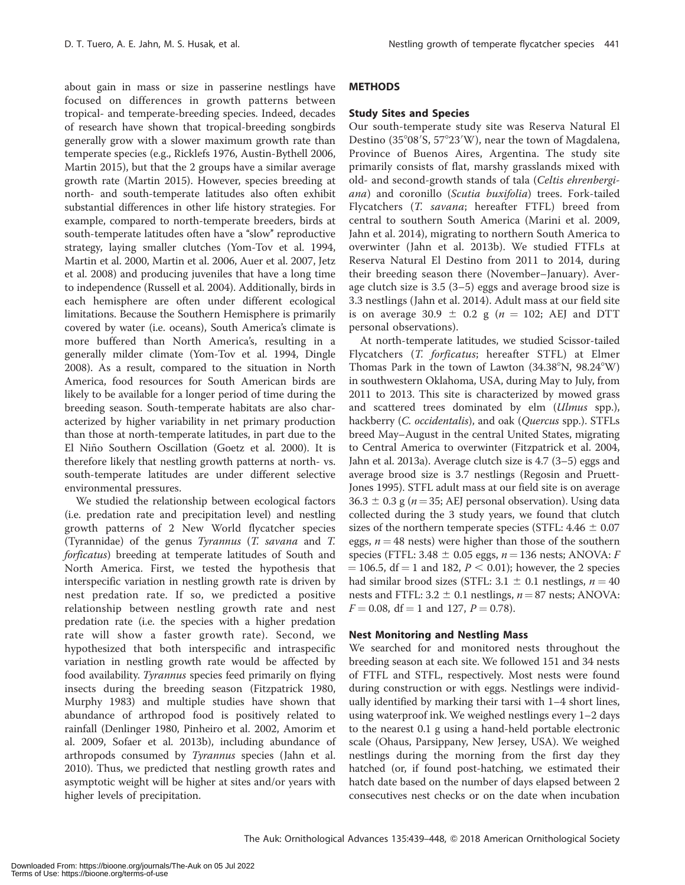about gain in mass or size in passerine nestlings have focused on differences in growth patterns between tropical- and temperate-breeding species. Indeed, decades of research have shown that tropical-breeding songbirds generally grow with a slower maximum growth rate than temperate species (e.g., Ricklefs 1976, Austin-Bythell 2006, Martin 2015), but that the 2 groups have a similar average growth rate (Martin 2015). However, species breeding at north- and south-temperate latitudes also often exhibit substantial differences in other life history strategies. For example, compared to north-temperate breeders, birds at south-temperate latitudes often have a "slow" reproductive strategy, laying smaller clutches (Yom-Tov et al. 1994, Martin et al. 2000, Martin et al. 2006, Auer et al. 2007, Jetz et al. 2008) and producing juveniles that have a long time to independence (Russell et al. 2004). Additionally, birds in each hemisphere are often under different ecological limitations. Because the Southern Hemisphere is primarily covered by water (i.e. oceans), South America's climate is more buffered than North America's, resulting in a generally milder climate (Yom-Tov et al. 1994, Dingle 2008). As a result, compared to the situation in North America, food resources for South American birds are likely to be available for a longer period of time during the breeding season. South-temperate habitats are also characterized by higher variability in net primary production than those at north-temperate latitudes, in part due to the El Niño Southern Oscillation (Goetz et al. 2000). It is therefore likely that nestling growth patterns at north- vs. south-temperate latitudes are under different selective environmental pressures.

We studied the relationship between ecological factors (i.e. predation rate and precipitation level) and nestling growth patterns of 2 New World flycatcher species (Tyrannidae) of the genus *Tyrannus* (*T. savana* and *T. forficatus*) breeding at temperate latitudes of South and North America. First, we tested the hypothesis that interspecific variation in nestling growth rate is driven by nest predation rate. If so, we predicted a positive relationship between nestling growth rate and nest predation rate (i.e. the species with a higher predation rate will show a faster growth rate). Second, we hypothesized that both interspecific and intraspecific variation in nestling growth rate would be affected by food availability. *Tyrannus* species feed primarily on flying insects during the breeding season (Fitzpatrick 1980, Murphy 1983) and multiple studies have shown that abundance of arthropod food is positively related to rainfall (Denlinger 1980, Pinheiro et al. 2002, Amorim et al. 2009, Sofaer et al. 2013b), including abundance of arthropods consumed by *Tyrannus* species (Jahn et al. 2010). Thus, we predicted that nestling growth rates and asymptotic weight will be higher at sites and/or years with higher levels of precipitation.

## METHODS

### Study Sites and Species

Our south-temperate study site was Reserva Natural El Destino (35°08′S, 57°23′W), near the town of Magdalena, Province of Buenos Aires, Argentina. The study site primarily consists of flat, marshy grasslands mixed with old- and second-growth stands of tala (*Celtis ehrenbergiana*) and coronillo (*Scutia buxifolia*) trees. Fork-tailed Flycatchers (*T. savana*; hereafter FTFL) breed from central to southern South America (Marini et al. 2009, Jahn et al. 2014), migrating to northern South America to overwinter (Jahn et al. 2013b). We studied FTFLs at Reserva Natural El Destino from 2011 to 2014, during their breeding season there (November–January). Average clutch size is 3.5 (3–5) eggs and average brood size is 3.3 nestlings (Jahn et al. 2014). Adult mass at our field site is on average 30.9 ± 0.2 g ($n$ = 102; AEJ and DTT personal observations).

At north-temperate latitudes, we studied Scissor-tailed Flycatchers (*T. forficatus*; hereafter STFL) at Elmer Thomas Park in the town of Lawton (34.38°N, 98.24°W) in southwestern Oklahoma, USA, during May to July, from 2011 to 2013. This site is characterized by mowed grass and scattered trees dominated by elm (*Ulmus* spp.), hackberry (*C. occidentalis*), and oak (*Quercus* spp.). STFLs breed May–August in the central United States, migrating to Central America to overwinter (Fitzpatrick et al. 2004, Jahn et al. 2013a). Average clutch size is 4.7 (3–5) eggs and average brood size is 3.7 nestlings (Regosin and Pruett-Jones 1995). STFL adult mass at our field site is on average 36.3 ± 0.3 g ($n$ = 35; AEJ personal observation). Using data collected during the 3 study years, we found that clutch sizes of the northern temperate species (STFL: 4.46 ± 0.07 eggs, $n$ = 48 nests) were higher than those of the southern species (FTFL: 3.48 ± 0.05 eggs, $n$ = 136 nests; ANOVA: $F$ = 106.5, df = 1 and 182, $P < 0.01$); however, the 2 species had similar brood sizes (STFL: 3.1 ± 0.1 nestlings, $n$ = 40 nests and FTFL: 3.2 ± 0.1 nestlings, $n$ = 87 nests; ANOVA: $F$ = 0.08, df = 1 and 127, $P$ = 0.78).

### Nest Monitoring and Nestling Mass

We searched for and monitored nests throughout the breeding season at each site. We followed 151 and 34 nests of FTFL and STFL, respectively. Most nests were found during construction or with eggs. Nestlings were individually identified by marking their tarsi with 1–4 short lines, using waterproof ink. We weighed nestlings every 1–2 days to the nearest 0.1 g using a hand-held portable electronic scale (Ohaus, Parsippany, New Jersey, USA). We weighed nestlings during the morning from the first day they hatched (or, if found post-hatching, we estimated their hatch date based on the number of days elapsed between 2 consecutives nest checks or on the date when incubation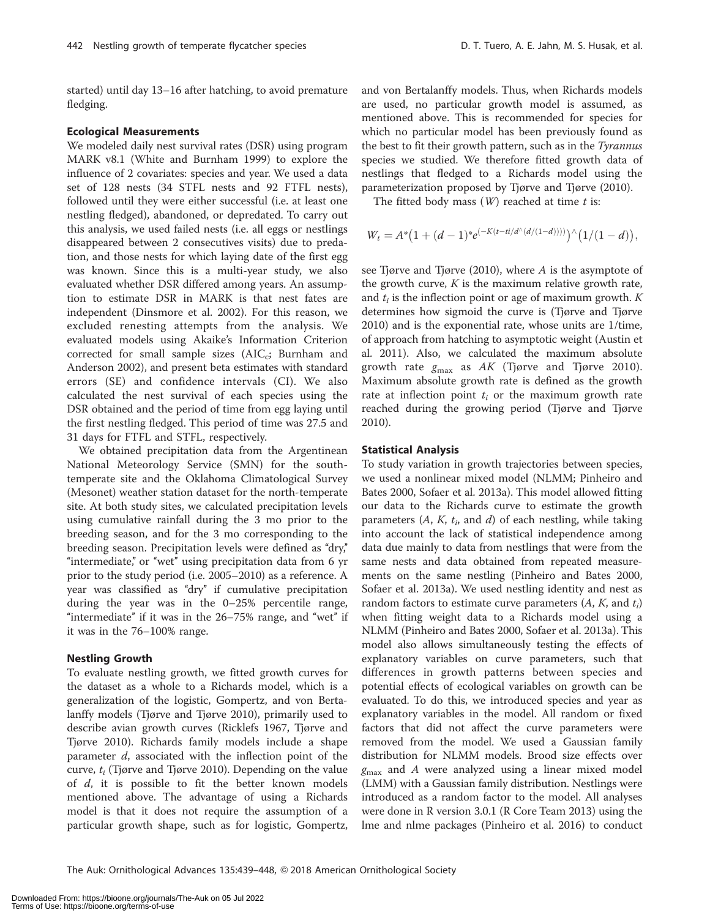started) until day 13–16 after hatching, to avoid premature fledging.

### Ecological Measurements

We modeled daily nest survival rates (DSR) using program MARK v8.1 (White and Burnham 1999) to explore the influence of 2 covariates: species and year. We used a data set of 128 nests (34 STFL nests and 92 FTFL nests), followed until they were either successful (i.e. at least one nestling fledged), abandoned, or depredated. To carry out this analysis, we used failed nests (i.e. all eggs or nestlings disappeared between 2 consecutives visits) due to predation, and those nests for which laying date of the first egg was known. Since this is a multi-year study, we also evaluated whether DSR differed among years. An assumption to estimate DSR in MARK is that nest fates are independent (Dinsmore et al. 2002). For this reason, we excluded renesting attempts from the analysis. We evaluated models using Akaike's Information Criterion corrected for small sample sizes ($AIC_c$; Burnham and Anderson 2002), and present beta estimates with standard errors (SE) and confidence intervals (CI). We also calculated the nest survival of each species using the DSR obtained and the period of time from egg laying until the first nestling fledged. This period of time was 27.5 and 31 days for FTFL and STFL, respectively.

We obtained precipitation data from the Argentinean National Meteorology Service (SMN) for the south-temperate site and the Oklahoma Climatological Survey (Mesonet) weather station dataset for the north-temperate site. At both study sites, we calculated precipitation levels using cumulative rainfall during the 3 mo prior to the breeding season, and for the 3 mo corresponding to the breeding season. Precipitation levels were defined as "dry," "intermediate," or "wet" using precipitation data from 6 yr prior to the study period (i.e. 2005–2010) as a reference. A year was classified as "dry" if cumulative precipitation during the year was in the 0–25% percentile range, "intermediate" if it was in the 26–75% range, and "wet" if it was in the 76–100% range.

### Nestling Growth

To evaluate nestling growth, we fitted growth curves for the dataset as a whole to a Richards model, which is a generalization of the logistic, Gompertz, and von Bertalanffy models (Tjørve and Tjørve 2010), primarily used to describe avian growth curves (Ricklefs 1967, Tjørve and Tjørve 2010). Richards family models include a shape parameter $d$, associated with the inflection point of the curve, $t_i$ (Tjørve and Tjørve 2010). Depending on the value of $d$, it is possible to fit the better known models mentioned above. The advantage of using a Richards model is that it does not require the assumption of a particular growth shape, such as for logistic, Gompertz, and von Bertalanffy models. Thus, when Richards models are used, no particular growth model is assumed, as mentioned above. This is recommended for species for which no particular model has been previously found as the best to fit their growth pattern, such as in the *Tyrannus* species we studied. We therefore fitted growth data of nestlings that fledged to a Richards model using the parameterization proposed by Tjørve and Tjørve (2010).

The fitted body mass ($W$) reached at time $t$ is:

$$W_t = A^*\left(1 + (d-1)^* e^{(-K(t-ti/d^\wedge(d/(1-d))))}\right)^\wedge\left(1/(1-d)\right),$$

see Tjørve and Tjørve (2010), where $A$ is the asymptote of the growth curve, $K$ is the maximum relative growth rate, and $t_i$ is the inflection point or age of maximum growth. $K$ determines how sigmoid the curve is (Tjørve and Tjørve 2010) and is the exponential rate, whose units are 1/time, of approach from hatching to asymptotic weight (Austin et al. 2011). Also, we calculated the maximum absolute growth rate $g_{max}$ as $AK$ (Tjørve and Tjørve 2010). Maximum absolute growth rate is defined as the growth rate at inflection point $t_i$ or the maximum growth rate reached during the growing period (Tjørve and Tjørve 2010).

### Statistical Analysis

To study variation in growth trajectories between species, we used a nonlinear mixed model (NLMM; Pinheiro and Bates 2000, Sofaer et al. 2013a). This model allowed fitting our data to the Richards curve to estimate the growth parameters ($A$, $K$, $t_i$, and $d$) of each nestling, while taking into account the lack of statistical independence among data due mainly to data from nestlings that were from the same nests and data obtained from repeated measurements on the same nestling (Pinheiro and Bates 2000, Sofaer et al. 2013a). We used nestling identity and nest as random factors to estimate curve parameters ($A$, $K$, and $t_i$) when fitting weight data to a Richards model using a NLMM (Pinheiro and Bates 2000, Sofaer et al. 2013a). This model also allows simultaneously testing the effects of explanatory variables on curve parameters, such that differences in growth patterns between species and potential effects of ecological variables on growth can be evaluated. To do this, we introduced species and year as explanatory variables in the model. All random or fixed factors that did not affect the curve parameters were removed from the model. We used a Gaussian family distribution for NLMM models. Brood size effects over $g_{max}$ and $A$ were analyzed using a linear mixed model (LMM) with a Gaussian family distribution. Nestlings were introduced as a random factor to the model. All analyses were done in R version 3.0.1 (R Core Team 2013) using the lme and nlme packages (Pinheiro et al. 2016) to conduct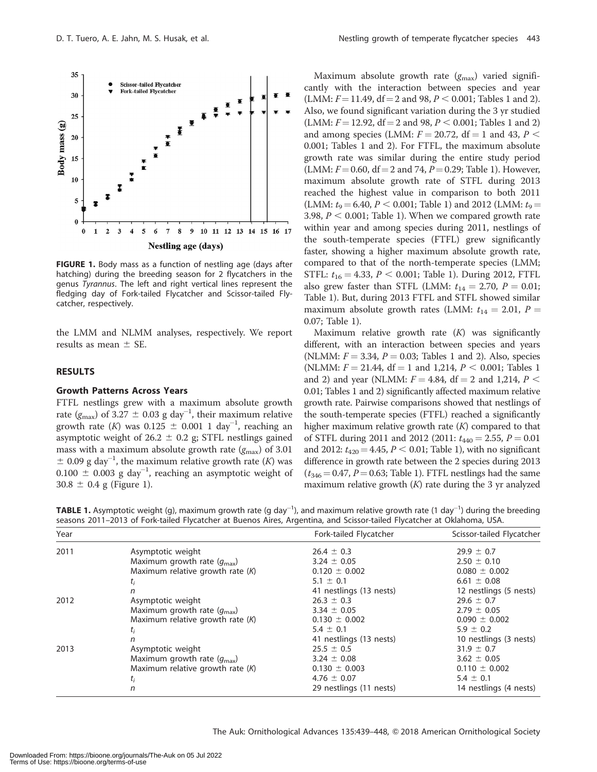FIGURE 1. Body mass as a function of nestling age (days after hatching) during the breeding season for 2 flycatchers in the genus *Tyrannus*. The left and right vertical lines represent the fledging day of Fork-tailed Flycatcher and Scissor-tailed Flycatcher, respectively.

the LMM and NLMM analyses, respectively. We report results as mean ± SE.

## RESULTS

### Growth Patterns Across Years

FTFL nestlings grew with a maximum absolute growth rate ($g_{max}$) of 3.27 ± 0.03 g day$^{-1}$, their maximum relative growth rate ($K$) was 0.125 ± 0.001 1 day$^{-1}$, reaching an asymptotic weight of 26.2 ± 0.2 g; STFL nestlings gained mass with a maximum absolute growth rate ($g_{max}$) of 3.01 ± 0.09 g day$^{-1}$, the maximum relative growth rate ($K$) was 0.100 ± 0.003 g day$^{-1}$, reaching an asymptotic weight of 30.8 ± 0.4 g (Figure 1).

Maximum absolute growth rate ($g_{max}$) varied significantly with the interaction between species and year (LMM: $F = 11.49$, df = 2 and 98, $P < 0.001$; Tables 1 and 2). Also, we found significant variation during the 3 yr studied (LMM: $F = 12.92$, df = 2 and 98, $P < 0.001$; Tables 1 and 2) and among species (LMM: $F = 20.72$, df = 1 and 43, $P < 0.001$; Tables 1 and 2). For FTFL, the maximum absolute growth rate was similar during the entire study period (LMM: $F = 0.60$, df = 2 and 74, $P = 0.29$; Table 1). However, maximum absolute growth rate of STFL during 2013 reached the highest value in comparison to both 2011 (LMM: $t_9 = 6.40$, $P < 0.001$; Table 1) and 2012 (LMM: $t_9 = 3.98$, $P < 0.001$; Table 1). When we compared growth rate within year and among species during 2011, nestlings of the south-temperate species (FTFL) grew significantly faster, showing a higher maximum absolute growth rate, compared to that of the north-temperate species (LMM; STFL: $t_{16} = 4.33$, $P < 0.001$; Table 1). During 2012, FTFL also grew faster than STFL (LMM: $t_{14} = 2.70$, $P = 0.01$; Table 1). But, during 2013 FTFL and STFL showed similar maximum absolute growth rates (LMM: $t_{14} = 2.01$, $P = 0.07$; Table 1).

Maximum relative growth rate ($K$) was significantly different, with an interaction between species and years (NLMM: $F = 3.34$, $P = 0.03$; Tables 1 and 2). Also, species (NLMM: $F = 21.44$, df = 1 and 1,214, $P < 0.001$; Tables 1 and 2) and year (NLMM: $F = 4.84$, df = 2 and 1,214, $P < 0.01$; Tables 1 and 2) significantly affected maximum relative growth rate. Pairwise comparisons showed that nestlings of the south-temperate species (FTFL) reached a significantly higher maximum relative growth rate ($K$) compared to that of STFL during 2011 and 2012 (2011: $t_{440} = 2.55$, $P = 0.01$ and 2012: $t_{420} = 4.45$, $P < 0.01$; Table 1), with no significant difference in growth rate between the 2 species during 2013 ($t_{346} = 0.47$, $P = 0.63$; Table 1). FTFL nestlings had the same maximum relative growth ($K$) rate during the 3 yr analyzed

**TABLE 1.** Asymptotic weight (g), maximum growth rate (g day$^{-1}$), and maximum relative growth rate (1 day$^{-1}$) during the breeding seasons 2011–2013 of Fork-tailed Flycatcher at Buenos Aires, Argentina, and Scissor-tailed Flycatcher at Oklahoma, USA.

| Year | | Fork-tailed Flycatcher | Scissor-tailed Flycatcher |
|---|---|---|---|
| 2011 | Asymptotic weight | 26.4 ± 0.3 | 29.9 ± 0.7 |
| | Maximum growth rate ($g_{max}$) | 3.24 ± 0.05 | 2.50 ± 0.10 |
| | Maximum relative growth rate ($K$) | 0.120 ± 0.002 | 0.080 ± 0.002 |
| | $t_i$ | 5.1 ± 0.1 | 6.61 ± 0.08 |
| | $n$ | 41 nestlings (13 nests) | 12 nestlings (5 nests) |
| 2012 | Asymptotic weight | 26.3 ± 0.3 | 29.6 ± 0.7 |
| | Maximum growth rate ($g_{max}$) | 3.34 ± 0.05 | 2.79 ± 0.05 |
| | Maximum relative growth rate ($K$) | 0.130 ± 0.002 | 0.090 ± 0.002 |
| | $t_i$ | 5.4 ± 0.1 | 5.9 ± 0.2 |
| | $n$ | 41 nestlings (13 nests) | 10 nestlings (3 nests) |
| 2013 | Asymptotic weight | 25.5 ± 0.5 | 31.9 ± 0.7 |
| | Maximum growth rate ($g_{max}$) | 3.24 ± 0.08 | 3.62 ± 0.05 |
| | Maximum relative growth rate ($K$) | 0.130 ± 0.003 | 0.110 ± 0.002 |
| | $t_i$ | 4.76 ± 0.07 | 5.4 ± 0.1 |
| | $n$ | 29 nestlings (11 nests) | 14 nestlings (4 nests) |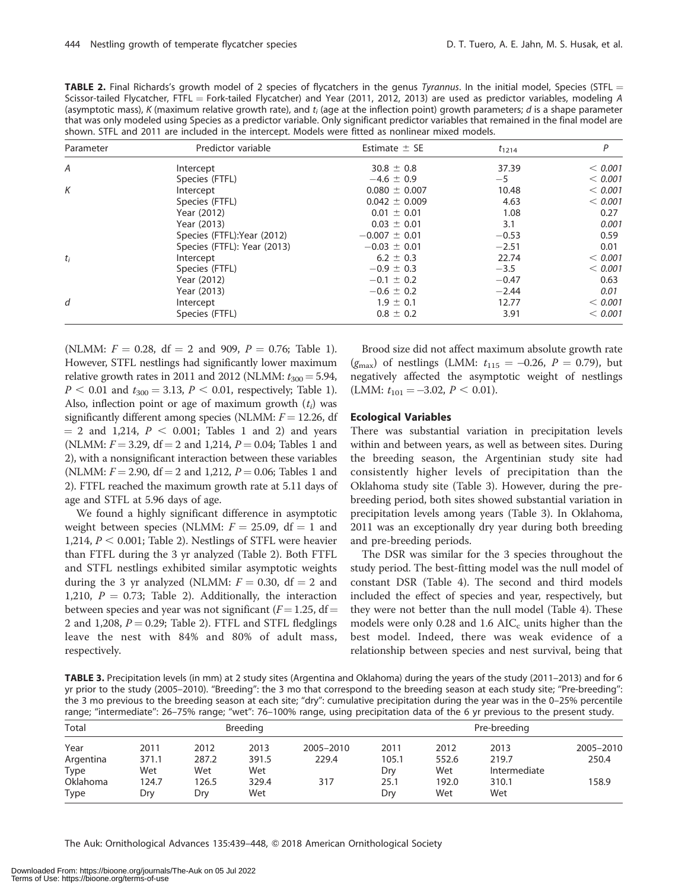**TABLE 2.** Final Richards's growth model of 2 species of flycatchers in the genus *Tyrannus*. In the initial model, Species (STFL = Scissor-tailed Flycatcher, FTFL = Fork-tailed Flycatcher) and Year (2011, 2012, 2013) are used as predictor variables, modeling *A* (asymptotic mass), *K* (maximum relative growth rate), and $t_i$ (age at the inflection point) growth parameters; *d* is a shape parameter that was only modeled using Species as a predictor variable. Only significant predictor variables that remained in the final model are shown. STFL and 2011 are included in the intercept. Models were fitted as nonlinear mixed models.

| Parameter | Predictor variable | Estimate ± SE | $t_{1214}$ | *P* |
|---|---|---|---|---|
| *A* | Intercept | 30.8 ± 0.8 | 37.39 | < 0.001 |
| | Species (FTFL) | −4.6 ± 0.9 | −5 | < 0.001 |
| *K* | Intercept | 0.080 ± 0.007 | 10.48 | < 0.001 |
| | Species (FTFL) | 0.042 ± 0.009 | 4.63 | < 0.001 |
| | Year (2012) | 0.01 ± 0.01 | 1.08 | 0.27 |
| | Year (2013) | 0.03 ± 0.01 | 3.1 | 0.001 |
| | Species (FTFL):Year (2012) | −0.007 ± 0.01 | −0.53 | 0.59 |
| | Species (FTFL): Year (2013) | −0.03 ± 0.01 | −2.51 | 0.01 |
| $t_i$ | Intercept | 6.2 ± 0.3 | 22.74 | < 0.001 |
| | Species (FTFL) | −0.9 ± 0.3 | −3.5 | < 0.001 |
| | Year (2012) | −0.1 ± 0.2 | −0.47 | 0.63 |
| | Year (2013) | −0.6 ± 0.2 | −2.44 | 0.01 |
| *d* | Intercept | 1.9 ± 0.1 | 12.77 | < 0.001 |
| | Species (FTFL) | 0.8 ± 0.2 | 3.91 | < 0.001 |

(NLMM: $F = 0.28$, df = 2 and 909, $P = 0.76$; Table 1). However, STFL nestlings had significantly lower maximum relative growth rates in 2011 and 2012 (NLMM: $t_{300} = 5.94$, $P < 0.01$ and $t_{300} = 3.13$, $P < 0.01$, respectively; Table 1). Also, inflection point or age of maximum growth ($t_i$) was significantly different among species (NLMM: $F = 12.26$, df = 2 and 1,214, $P < 0.001$; Tables 1 and 2) and years (NLMM: $F = 3.29$, df = 2 and 1,214, $P = 0.04$; Tables 1 and 2), with a nonsignificant interaction between these variables (NLMM: $F = 2.90$, df = 2 and 1,212, $P = 0.06$; Tables 1 and 2). FTFL reached the maximum growth rate at 5.11 days of age and STFL at 5.96 days of age.

We found a highly significant difference in asymptotic weight between species (NLMM: $F = 25.09$, df = 1 and 1,214, $P < 0.001$; Table 2). Nestlings of STFL were heavier than FTFL during the 3 yr analyzed (Table 2). Both FTFL and STFL nestlings exhibited similar asymptotic weights during the 3 yr analyzed (NLMM: $F = 0.30$, df = 2 and 1,210, $P = 0.73$; Table 2). Additionally, the interaction between species and year was not significant ($F = 1.25$, df = 2 and 1,208, $P = 0.29$; Table 2). FTFL and STFL fledglings leave the nest with 84% and 80% of adult mass, respectively.

Brood size did not affect maximum absolute growth rate ($g_{max}$) of nestlings (LMM: $t_{115} = -0.26$, $P = 0.79$), but negatively affected the asymptotic weight of nestlings (LMM: $t_{101} = -3.02$, $P < 0.01$).

### Ecological Variables

There was substantial variation in precipitation levels within and between years, as well as between sites. During the breeding season, the Argentinian study site had consistently higher levels of precipitation than the Oklahoma study site (Table 3). However, during the pre-breeding period, both sites showed substantial variation in precipitation levels among years (Table 3). In Oklahoma, 2011 was an exceptionally dry year during both breeding and pre-breeding periods.

The DSR was similar for the 3 species throughout the study period. The best-fitting model was the null model of constant DSR (Table 4). The second and third models included the effect of species and year, respectively, but they were not better than the null model (Table 4). These models were only 0.28 and 1.6 $AIC_c$ units higher than the best model. Indeed, there was weak evidence of a relationship between species and nest survival, being that

**TABLE 3.** Precipitation levels (in mm) at 2 study sites (Argentina and Oklahoma) during the years of the study (2011–2013) and for 6 yr prior to the study (2005–2010). "Breeding": the 3 mo that correspond to the breeding season at each study site; "Pre-breeding": the 3 mo previous to the breeding season at each site; "dry": cumulative precipitation during the year was in the 0–25% percentile range; "intermediate": 26–75% range; "wet": 76–100% range, using precipitation data of the 6 yr previous to the present study.

| Total | Breeding | | | | Pre-breeding | | | |
|---|---|---|---|---|---|---|---|---|
| Year | 2011 | 2012 | 2013 | 2005–2010 | 2011 | 2012 | 2013 | 2005–2010 |
| Argentina | 371.1 | 287.2 | 391.5 | 229.4 | 105.1 | 552.6 | 219.7 | 250.4 |
| Type | Wet | Wet | Wet | | Dry | Wet | Intermediate | |
| Oklahoma | 124.7 | 126.5 | 329.4 | 317 | 25.1 | 192.0 | 310.1 | 158.9 |
| Type | Dry | Dry | Wet | | Dry | Wet | Wet | |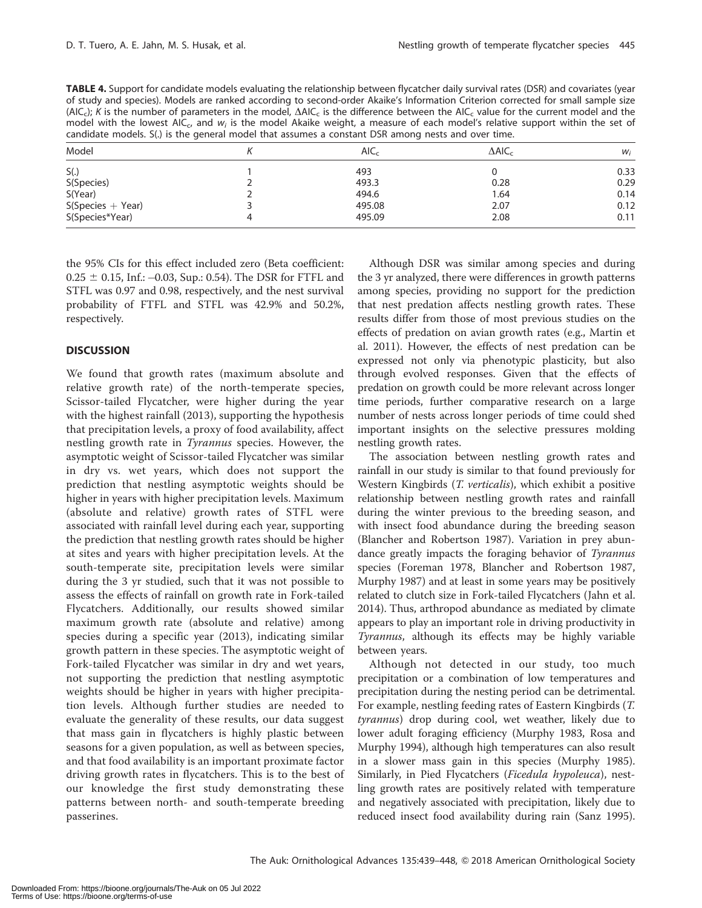**TABLE 4.** Support for candidate models evaluating the relationship between flycatcher daily survival rates (DSR) and covariates (year of study and species). Models are ranked according to second-order Akaike's Information Criterion corrected for small sample size ($AIC_c$); $K$ is the number of parameters in the model, $\Delta AIC_c$ is the difference between the $AIC_c$ value for the current model and the model with the lowest $AIC_c$, and $w_i$ is the model Akaike weight, a measure of each model's relative support within the set of candidate models. S(.) is the general model that assumes a constant DSR among nests and over time.

| Model | $K$ | $AIC_c$ | $\Delta AIC_c$ | $w_i$ |
|---|---|---|---|---|
| S(.) | 1 | 493 | 0 | 0.33 |
| S(Species) | 2 | 493.3 | 0.28 | 0.29 |
| S(Year) | 2 | 494.6 | 1.64 | 0.14 |
| S(Species + Year) | 3 | 495.08 | 2.07 | 0.12 |
| S(Species*Year) | 4 | 495.09 | 2.08 | 0.11 |

the 95% CIs for this effect included zero (Beta coefficient: $0.25 \pm 0.15$, Inf.: –0.03, Sup.: 0.54). The DSR for FTFL and STFL was 0.97 and 0.98, respectively, and the nest survival probability of FTFL and STFL was 42.9% and 50.2%, respectively.

## DISCUSSION

We found that growth rates (maximum absolute and relative growth rate) of the north-temperate species, Scissor-tailed Flycatcher, were higher during the year with the highest rainfall (2013), supporting the hypothesis that precipitation levels, a proxy of food availability, affect nestling growth rate in *Tyrannus* species. However, the asymptotic weight of Scissor-tailed Flycatcher was similar in dry vs. wet years, which does not support the prediction that nestling asymptotic weights should be higher in years with higher precipitation levels. Maximum (absolute and relative) growth rates of STFL were associated with rainfall level during each year, supporting the prediction that nestling growth rates should be higher at sites and years with higher precipitation levels. At the south-temperate site, precipitation levels were similar during the 3 yr studied, such that it was not possible to assess the effects of rainfall on growth rate in Fork-tailed Flycatchers. Additionally, our results showed similar maximum growth rate (absolute and relative) among species during a specific year (2013), indicating similar growth pattern in these species. The asymptotic weight of Fork-tailed Flycatcher was similar in dry and wet years, not supporting the prediction that nestling asymptotic weights should be higher in years with higher precipitation levels. Although further studies are needed to evaluate the generality of these results, our data suggest that mass gain in flycatchers is highly plastic between seasons for a given population, as well as between species, and that food availability is an important proximate factor driving growth rates in flycatchers. This is to the best of our knowledge the first study demonstrating these patterns between north- and south-temperate breeding passerines.

Although DSR was similar among species and during the 3 yr analyzed, there were differences in growth patterns among species, providing no support for the prediction that nest predation affects nestling growth rates. These results differ from those of most previous studies on the effects of predation on avian growth rates (e.g., Martin et al. 2011). However, the effects of nest predation can be expressed not only via phenotypic plasticity, but also through evolved responses. Given that the effects of predation on growth could be more relevant across longer time periods, further comparative research on a large number of nests across longer periods of time could shed important insights on the selective pressures molding nestling growth rates.

The association between nestling growth rates and rainfall in our study is similar to that found previously for Western Kingbirds (*T. verticalis*), which exhibit a positive relationship between nestling growth rates and rainfall during the winter previous to the breeding season, and with insect food abundance during the breeding season (Blancher and Robertson 1987). Variation in prey abundance greatly impacts the foraging behavior of *Tyrannus* species (Foreman 1978, Blancher and Robertson 1987, Murphy 1987) and at least in some years may be positively related to clutch size in Fork-tailed Flycatchers (Jahn et al. 2014). Thus, arthropod abundance as mediated by climate appears to play an important role in driving productivity in *Tyrannus*, although its effects may be highly variable between years.

Although not detected in our study, too much precipitation or a combination of low temperatures and precipitation during the nesting period can be detrimental. For example, nestling feeding rates of Eastern Kingbirds (*T. tyrannus*) drop during cool, wet weather, likely due to lower adult foraging efficiency (Murphy 1983, Rosa and Murphy 1994), although high temperatures can also result in a slower mass gain in this species (Murphy 1985). Similarly, in Pied Flycatchers (*Ficedula hypoleuca*), nestling growth rates are positively related with temperature and negatively associated with precipitation, likely due to reduced insect food availability during rain (Sanz 1995).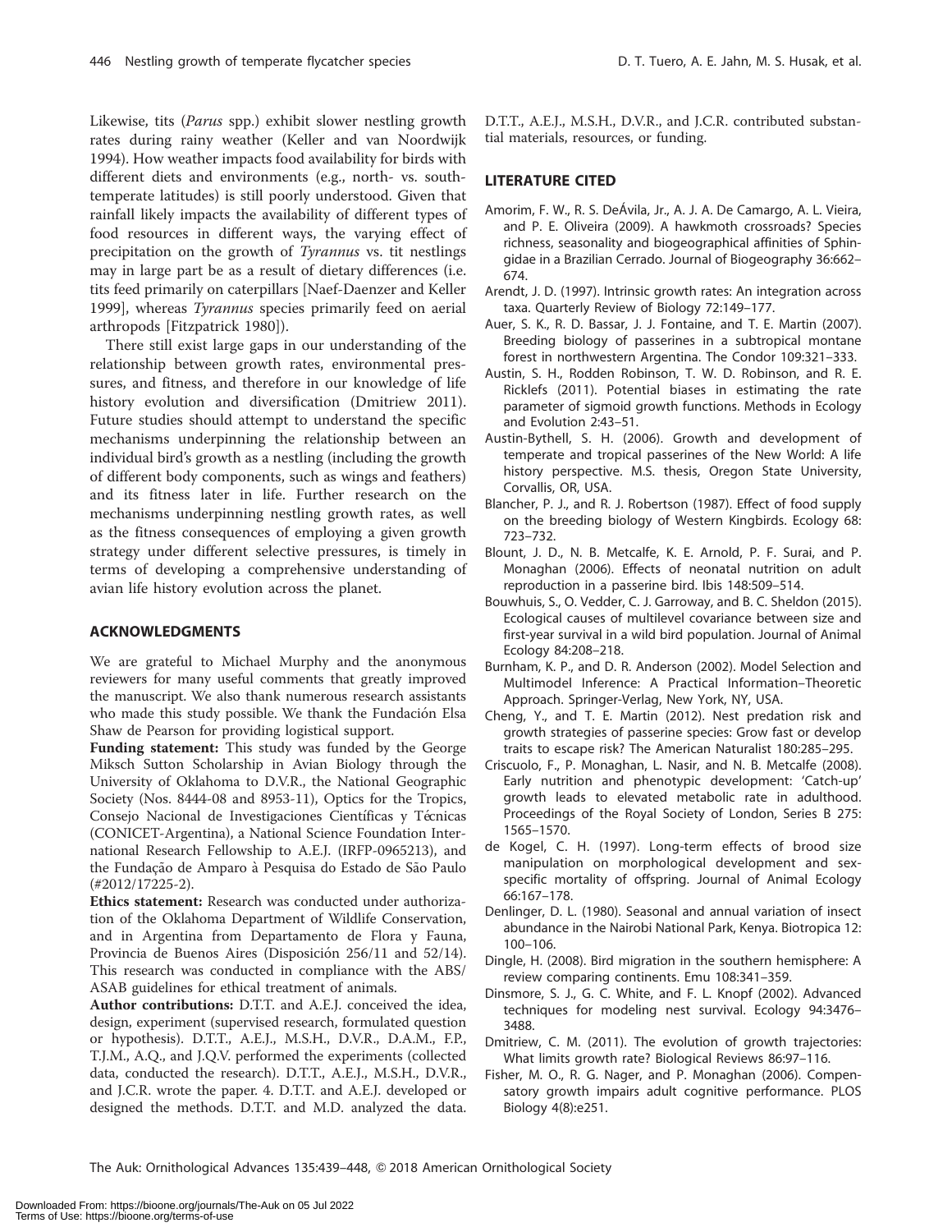Likewise, tits (*Parus* spp.) exhibit slower nestling growth rates during rainy weather (Keller and van Noordwijk 1994). How weather impacts food availability for birds with different diets and environments (e.g., north- vs. south-temperate latitudes) is still poorly understood. Given that rainfall likely impacts the availability of different types of food resources in different ways, the varying effect of precipitation on the growth of *Tyrannus* vs. tit nestlings may in large part be as a result of dietary differences (i.e. tits feed primarily on caterpillars [Naef-Daenzer and Keller 1999], whereas *Tyrannus* species primarily feed on aerial arthropods [Fitzpatrick 1980]).

There still exist large gaps in our understanding of the relationship between growth rates, environmental pressures, and fitness, and therefore in our knowledge of life history evolution and diversification (Dmitriew 2011). Future studies should attempt to understand the specific mechanisms underpinning the relationship between an individual bird's growth as a nestling (including the growth of different body components, such as wings and feathers) and its fitness later in life. Further research on the mechanisms underpinning nestling growth rates, as well as the fitness consequences of employing a given growth strategy under different selective pressures, is timely in terms of developing a comprehensive understanding of avian life history evolution across the planet.

## ACKNOWLEDGMENTS

We are grateful to Michael Murphy and the anonymous reviewers for many useful comments that greatly improved the manuscript. We also thank numerous research assistants who made this study possible. We thank the Fundación Elsa Shaw de Pearson for providing logistical support.

**Funding statement:** This study was funded by the George Miksch Sutton Scholarship in Avian Biology through the University of Oklahoma to D.V.R., the National Geographic Society (Nos. 8444-08 and 8953-11), Optics for the Tropics, Consejo Nacional de Investigaciones Científicas y Técnicas (CONICET-Argentina), a National Science Foundation International Research Fellowship to A.E.J. (IRFP-0965213), and the Fundação de Amparo à Pesquisa do Estado de São Paulo (#2012/17225-2).

**Ethics statement:** Research was conducted under authorization of the Oklahoma Department of Wildlife Conservation, and in Argentina from Departamento de Flora y Fauna, Provincia de Buenos Aires (Disposición 256/11 and 52/14). This research was conducted in compliance with the ABS/ASAB guidelines for ethical treatment of animals.

**Author contributions:** D.T.T. and A.E.J. conceived the idea, design, experiment (supervised research, formulated question or hypothesis). D.T.T., A.E.J., M.S.H., D.V.R., D.A.M., F.P., T.J.M., A.Q., and J.Q.V. performed the experiments (collected data, conducted the research). D.T.T., A.E.J., M.S.H., D.V.R., and J.C.R. wrote the paper. 4. D.T.T. and A.E.J. developed or designed the methods. D.T.T. and M.D. analyzed the data. D.T.T., A.E.J., M.S.H., D.V.R., and J.C.R. contributed substantial materials, resources, or funding.

## LITERATURE CITED

Amorim, F. W., R. S. DeÁvila, Jr., A. J. A. De Camargo, A. L. Vieira, and P. E. Oliveira (2009). A hawkmoth crossroads? Species richness, seasonality and biogeographical affinities of Sphingidae in a Brazilian Cerrado. Journal of Biogeography 36:662–674.

Arendt, J. D. (1997). Intrinsic growth rates: An integration across taxa. Quarterly Review of Biology 72:149–177.

Auer, S. K., R. D. Bassar, J. J. Fontaine, and T. E. Martin (2007). Breeding biology of passerines in a subtropical montane forest in northwestern Argentina. The Condor 109:321–333.

Austin, S. H., Rodden Robinson, T. W. D. Robinson, and R. E. Ricklefs (2011). Potential biases in estimating the rate parameter of sigmoid growth functions. Methods in Ecology and Evolution 2:43–51.

Austin-Bythell, S. H. (2006). Growth and development of temperate and tropical passerines of the New World: A life history perspective. M.S. thesis, Oregon State University, Corvallis, OR, USA.

Blancher, P. J., and R. J. Robertson (1987). Effect of food supply on the breeding biology of Western Kingbirds. Ecology 68: 723–732.

Blount, J. D., N. B. Metcalfe, K. E. Arnold, P. F. Surai, and P. Monaghan (2006). Effects of neonatal nutrition on adult reproduction in a passerine bird. Ibis 148:509–514.

Bouwhuis, S., O. Vedder, C. J. Garroway, and B. C. Sheldon (2015). Ecological causes of multilevel covariance between size and first-year survival in a wild bird population. Journal of Animal Ecology 84:208–218.

Burnham, K. P., and D. R. Anderson (2002). Model Selection and Multimodel Inference: A Practical Information–Theoretic Approach. Springer-Verlag, New York, NY, USA.

Cheng, Y., and T. E. Martin (2012). Nest predation risk and growth strategies of passerine species: Grow fast or develop traits to escape risk? The American Naturalist 180:285–295.

Criscuolo, F., P. Monaghan, L. Nasir, and N. B. Metcalfe (2008). Early nutrition and phenotypic development: 'Catch-up' growth leads to elevated metabolic rate in adulthood. Proceedings of the Royal Society of London, Series B 275: 1565–1570.

de Kogel, C. H. (1997). Long-term effects of brood size manipulation on morphological development and sex-specific mortality of offspring. Journal of Animal Ecology 66:167–178.

Denlinger, D. L. (1980). Seasonal and annual variation of insect abundance in the Nairobi National Park, Kenya. Biotropica 12: 100–106.

Dingle, H. (2008). Bird migration in the southern hemisphere: A review comparing continents. Emu 108:341–359.

Dinsmore, S. J., G. C. White, and F. L. Knopf (2002). Advanced techniques for modeling nest survival. Ecology 94:3476–3488.

Dmitriew, C. M. (2011). The evolution of growth trajectories: What limits growth rate? Biological Reviews 86:97–116.

Fisher, M. O., R. G. Nager, and P. Monaghan (2006). Compensatory growth impairs adult cognitive performance. PLOS Biology 4(8):e251.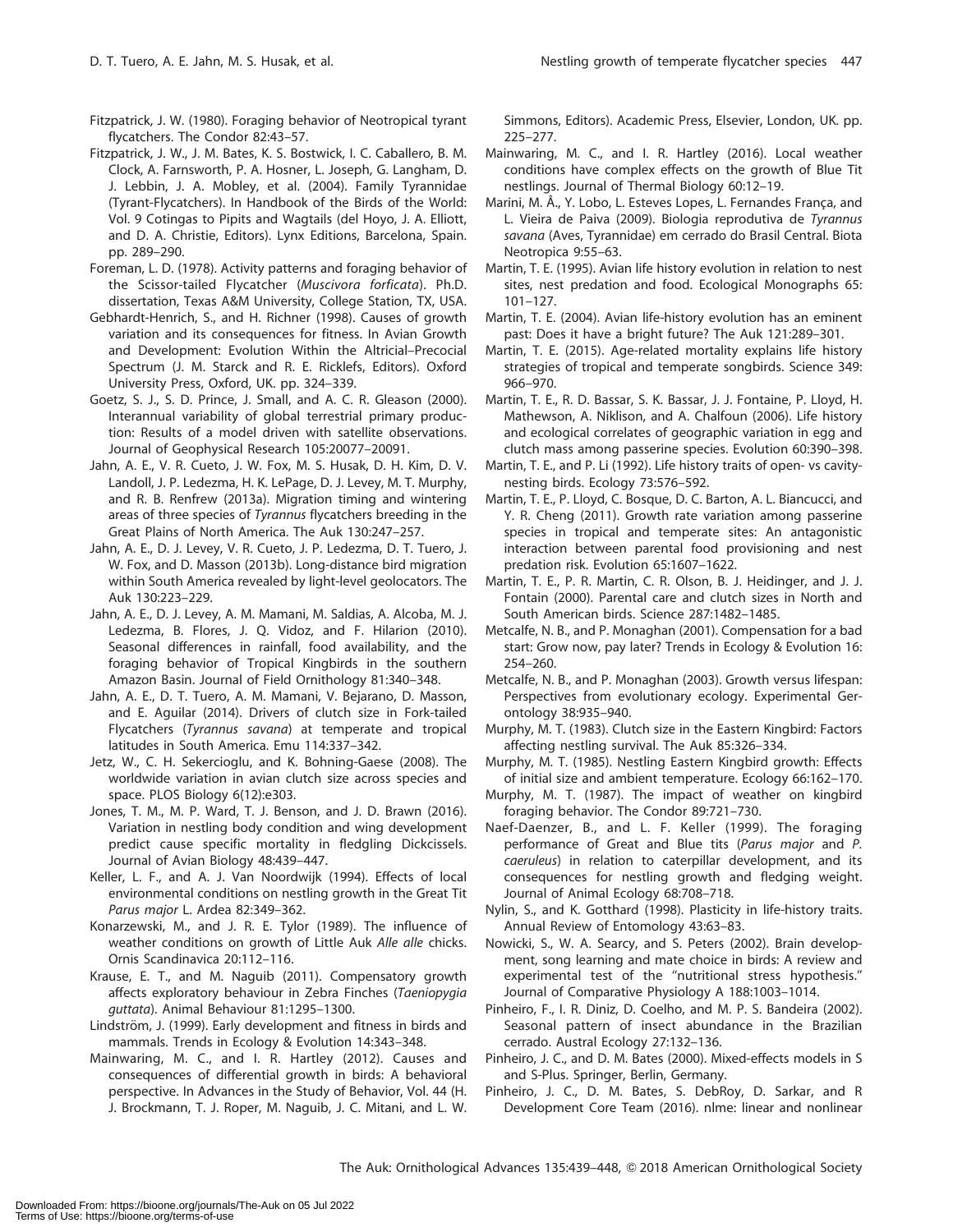Fitzpatrick, J. W. (1980). Foraging behavior of Neotropical tyrant flycatchers. The Condor 82:43–57.

Fitzpatrick, J. W., J. M. Bates, K. S. Bostwick, I. C. Caballero, B. M. Clock, A. Farnsworth, P. A. Hosner, L. Joseph, G. Langham, D. J. Lebbin, J. A. Mobley, et al. (2004). Family Tyrannidae (Tyrant-Flycatchers). In Handbook of the Birds of the World: Vol. 9 Cotingas to Pipits and Wagtails (del Hoyo, J. A. Elliott, and D. A. Christie, Editors). Lynx Editions, Barcelona, Spain. pp. 289–290.

Foreman, L. D. (1978). Activity patterns and foraging behavior of the Scissor-tailed Flycatcher (*Muscivora forficata*). Ph.D. dissertation, Texas A&M University, College Station, TX, USA.

Gebhardt-Henrich, S., and H. Richner (1998). Causes of growth variation and its consequences for fitness. In Avian Growth and Development: Evolution Within the Altricial–Precocial Spectrum (J. M. Starck and R. E. Ricklefs, Editors). Oxford University Press, Oxford, UK. pp. 324–339.

Goetz, S. J., S. D. Prince, J. Small, and A. C. R. Gleason (2000). Interannual variability of global terrestrial primary production: Results of a model driven with satellite observations. Journal of Geophysical Research 105:20077–20091.

Jahn, A. E., V. R. Cueto, J. W. Fox, M. S. Husak, D. H. Kim, D. V. Landoll, J. P. Ledezma, H. K. LePage, D. J. Levey, M. T. Murphy, and R. B. Renfrew (2013a). Migration timing and wintering areas of three species of *Tyrannus* flycatchers breeding in the Great Plains of North America. The Auk 130:247–257.

Jahn, A. E., D. J. Levey, V. R. Cueto, J. P. Ledezma, D. T. Tuero, J. W. Fox, and D. Masson (2013b). Long-distance bird migration within South America revealed by light-level geolocators. The Auk 130:223–229.

Jahn, A. E., D. J. Levey, A. M. Mamani, M. Saldias, A. Alcoba, M. J. Ledezma, B. Flores, J. Q. Vidoz, and F. Hilarion (2010). Seasonal differences in rainfall, food availability, and the foraging behavior of Tropical Kingbirds in the southern Amazon Basin. Journal of Field Ornithology 81:340–348.

Jahn, A. E., D. T. Tuero, A. M. Mamani, V. Bejarano, D. Masson, and E. Aguilar (2014). Drivers of clutch size in Fork-tailed Flycatchers (*Tyrannus savana*) at temperate and tropical latitudes in South America. Emu 114:337–342.

Jetz, W., C. H. Sekercioglu, and K. Bohning-Gaese (2008). The worldwide variation in avian clutch size across species and space. PLOS Biology 6(12):e303.

Jones, T. M., M. P. Ward, T. J. Benson, and J. D. Brawn (2016). Variation in nestling body condition and wing development predict cause specific mortality in fledgling Dickcissels. Journal of Avian Biology 48:439–447.

Keller, L. F., and A. J. Van Noordwijk (1994). Effects of local environmental conditions on nestling growth in the Great Tit *Parus major* L. Ardea 82:349–362.

Konarzewski, M., and J. R. E. Tylor (1989). The influence of weather conditions on growth of Little Auk *Alle alle* chicks. Ornis Scandinavica 20:112–116.

Krause, E. T., and M. Naguib (2011). Compensatory growth affects exploratory behaviour in Zebra Finches (*Taeniopygia guttata*). Animal Behaviour 81:1295–1300.

Lindström, J. (1999). Early development and fitness in birds and mammals. Trends in Ecology & Evolution 14:343–348.

Mainwaring, M. C., and I. R. Hartley (2012). Causes and consequences of differential growth in birds: A behavioral perspective. In Advances in the Study of Behavior, Vol. 44 (H. J. Brockmann, T. J. Roper, M. Naguib, J. C. Mitani, and L. W. Simmons, Editors). Academic Press, Elsevier, London, UK. pp. 225–277.

Mainwaring, M. C., and I. R. Hartley (2016). Local weather conditions have complex effects on the growth of Blue Tit nestlings. Journal of Thermal Biology 60:12–19.

Marini, M. Â., Y. Lobo, L. Esteves Lopes, L. Fernandes França, and L. Vieira de Paiva (2009). Biologia reprodutiva de *Tyrannus savana* (Aves, Tyrannidae) em cerrado do Brasil Central. Biota Neotropica 9:55–63.

Martin, T. E. (1995). Avian life history evolution in relation to nest sites, nest predation and food. Ecological Monographs 65: 101–127.

Martin, T. E. (2004). Avian life-history evolution has an eminent past: Does it have a bright future? The Auk 121:289–301.

Martin, T. E. (2015). Age-related mortality explains life history strategies of tropical and temperate songbirds. Science 349: 966–970.

Martin, T. E., R. D. Bassar, S. K. Bassar, J. J. Fontaine, P. Lloyd, H. Mathewson, A. Niklison, and A. Chalfoun (2006). Life history and ecological correlates of geographic variation in egg and clutch mass among passerine species. Evolution 60:390–398.

Martin, T. E., and P. Li (1992). Life history traits of open- vs cavity-nesting birds. Ecology 73:576–592.

Martin, T. E., P. Lloyd, C. Bosque, D. C. Barton, A. L. Biancucci, and Y. R. Cheng (2011). Growth rate variation among passerine species in tropical and temperate sites: An antagonistic interaction between parental food provisioning and nest predation risk. Evolution 65:1607–1622.

Martin, T. E., P. R. Martin, C. R. Olson, B. J. Heidinger, and J. J. Fontain (2000). Parental care and clutch sizes in North and South American birds. Science 287:1482–1485.

Metcalfe, N. B., and P. Monaghan (2001). Compensation for a bad start: Grow now, pay later? Trends in Ecology & Evolution 16: 254–260.

Metcalfe, N. B., and P. Monaghan (2003). Growth versus lifespan: Perspectives from evolutionary ecology. Experimental Gerontology 38:935–940.

Murphy, M. T. (1983). Clutch size in the Eastern Kingbird: Factors affecting nestling survival. The Auk 85:326–334.

Murphy, M. T. (1985). Nestling Eastern Kingbird growth: Effects of initial size and ambient temperature. Ecology 66:162–170.

Murphy, M. T. (1987). The impact of weather on kingbird foraging behavior. The Condor 89:721–730.

Naef-Daenzer, B., and L. F. Keller (1999). The foraging performance of Great and Blue tits (*Parus major* and *P. caeruleus*) in relation to caterpillar development, and its consequences for nestling growth and fledging weight. Journal of Animal Ecology 68:708–718.

Nylin, S., and K. Gotthard (1998). Plasticity in life-history traits. Annual Review of Entomology 43:63–83.

Nowicki, S., W. A. Searcy, and S. Peters (2002). Brain development, song learning and mate choice in birds: A review and experimental test of the "nutritional stress hypothesis." Journal of Comparative Physiology A 188:1003–1014.

Pinheiro, F., I. R. Diniz, D. Coelho, and M. P. S. Bandeira (2002). Seasonal pattern of insect abundance in the Brazilian cerrado. Austral Ecology 27:132–136.

Pinheiro, J. C., and D. M. Bates (2000). Mixed-effects models in S and S-Plus. Springer, Berlin, Germany.

Pinheiro, J. C., D. M. Bates, S. DebRoy, D. Sarkar, and R Development Core Team (2016). nlme: linear and nonlinear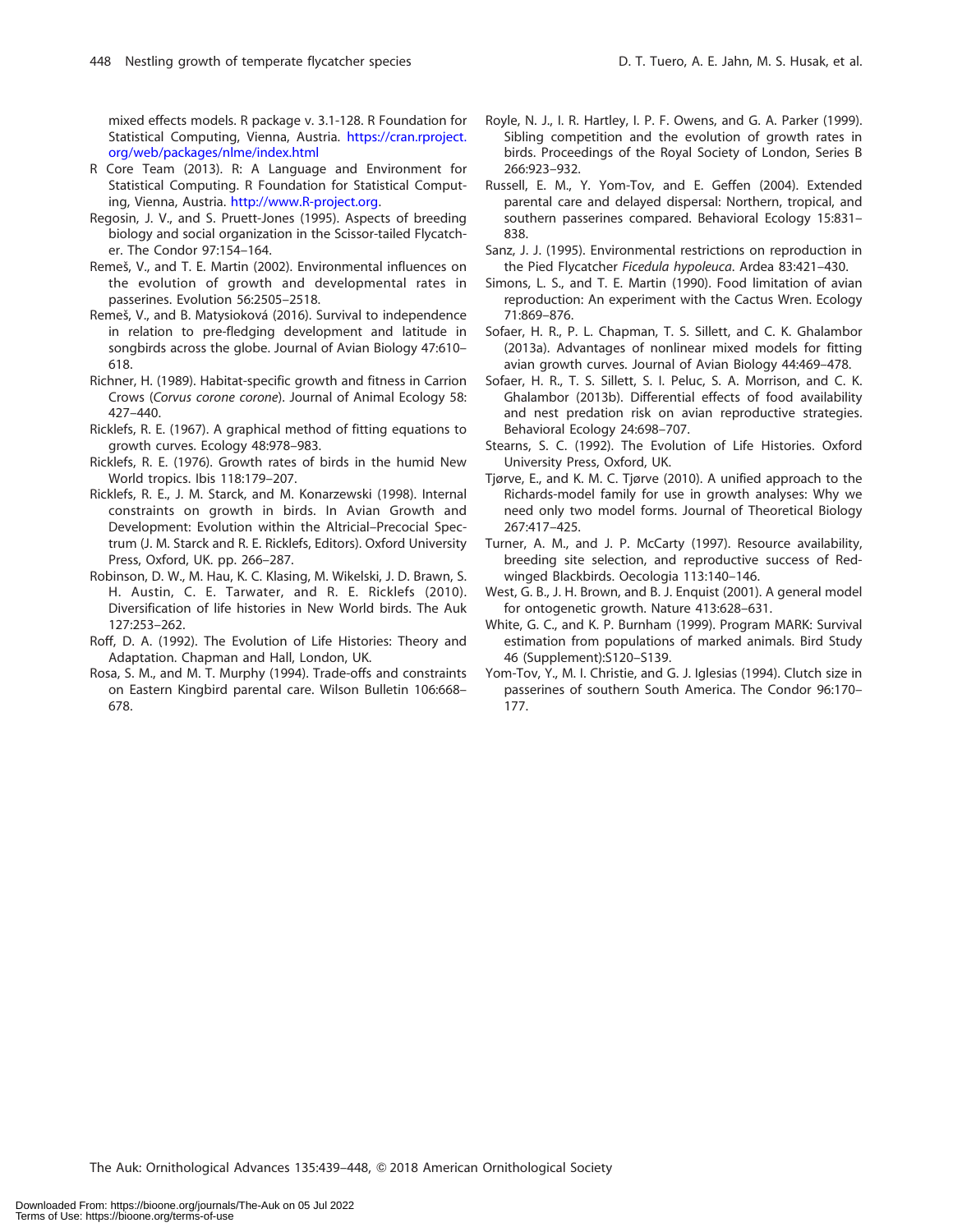mixed effects models. R package v. 3.1-128. R Foundation for Statistical Computing, Vienna, Austria. https://cran.rproject.org/web/packages/nlme/index.html

R Core Team (2013). R: A Language and Environment for Statistical Computing. R Foundation for Statistical Computing, Vienna, Austria. http://www.R-project.org.

Regosin, J. V., and S. Pruett-Jones (1995). Aspects of breeding biology and social organization in the Scissor-tailed Flycatcher. The Condor 97:154–164.

Remeš, V., and T. E. Martin (2002). Environmental influences on the evolution of growth and developmental rates in passerines. Evolution 56:2505–2518.

Remeš, V., and B. Matysioková (2016). Survival to independence in relation to pre-fledging development and latitude in songbirds across the globe. Journal of Avian Biology 47:610–618.

Richner, H. (1989). Habitat-specific growth and fitness in Carrion Crows (*Corvus corone corone*). Journal of Animal Ecology 58: 427–440.

Ricklefs, R. E. (1967). A graphical method of fitting equations to growth curves. Ecology 48:978–983.

Ricklefs, R. E. (1976). Growth rates of birds in the humid New World tropics. Ibis 118:179–207.

Ricklefs, R. E., J. M. Starck, and M. Konarzewski (1998). Internal constraints on growth in birds. In Avian Growth and Development: Evolution within the Altricial–Precocial Spectrum (J. M. Starck and R. E. Ricklefs, Editors). Oxford University Press, Oxford, UK. pp. 266–287.

Robinson, D. W., M. Hau, K. C. Klasing, M. Wikelski, J. D. Brawn, S. H. Austin, C. E. Tarwater, and R. E. Ricklefs (2010). Diversification of life histories in New World birds. The Auk 127:253–262.

Roff, D. A. (1992). The Evolution of Life Histories: Theory and Adaptation. Chapman and Hall, London, UK.

Rosa, S. M., and M. T. Murphy (1994). Trade-offs and constraints on Eastern Kingbird parental care. Wilson Bulletin 106:668–678.

Royle, N. J., I. R. Hartley, I. P. F. Owens, and G. A. Parker (1999). Sibling competition and the evolution of growth rates in birds. Proceedings of the Royal Society of London, Series B 266:923–932.

Russell, E. M., Y. Yom-Tov, and E. Geffen (2004). Extended parental care and delayed dispersal: Northern, tropical, and southern passerines compared. Behavioral Ecology 15:831–838.

Sanz, J. J. (1995). Environmental restrictions on reproduction in the Pied Flycatcher *Ficedula hypoleuca*. Ardea 83:421–430.

Simons, L. S., and T. E. Martin (1990). Food limitation of avian reproduction: An experiment with the Cactus Wren. Ecology 71:869–876.

Sofaer, H. R., P. L. Chapman, T. S. Sillett, and C. K. Ghalambor (2013a). Advantages of nonlinear mixed models for fitting avian growth curves. Journal of Avian Biology 44:469–478.

Sofaer, H. R., T. S. Sillett, S. I. Peluc, S. A. Morrison, and C. K. Ghalambor (2013b). Differential effects of food availability and nest predation risk on avian reproductive strategies. Behavioral Ecology 24:698–707.

Stearns, S. C. (1992). The Evolution of Life Histories. Oxford University Press, Oxford, UK.

Tjørve, E., and K. M. C. Tjørve (2010). A unified approach to the Richards-model family for use in growth analyses: Why we need only two model forms. Journal of Theoretical Biology 267:417–425.

Turner, A. M., and J. P. McCarty (1997). Resource availability, breeding site selection, and reproductive success of Red-winged Blackbirds. Oecologia 113:140–146.

West, G. B., J. H. Brown, and B. J. Enquist (2001). A general model for ontogenetic growth. Nature 413:628–631.

White, G. C., and K. P. Burnham (1999). Program MARK: Survival estimation from populations of marked animals. Bird Study 46 (Supplement):S120–S139.

Yom-Tov, Y., M. I. Christie, and G. J. Iglesias (1994). Clutch size in passerines of southern South America. The Condor 96:170–177.